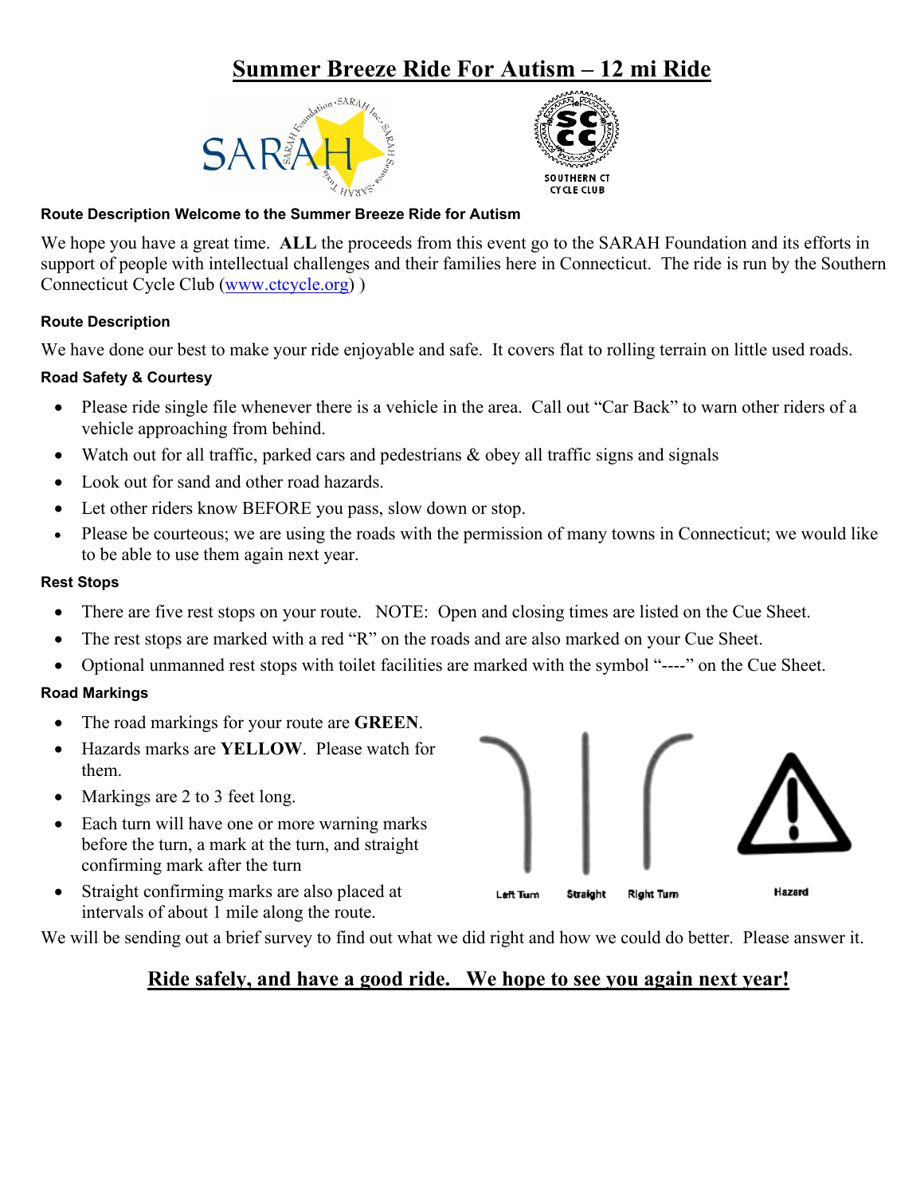// Summer Breeze Ride For Autism – 12 mi Ride

**Route Description Welcome to the Summer Breeze Ride for Autism**

We hope you have a great time. **ALL** the proceeds from this event go to the SARAH Foundation and its efforts in support of people with intellectual challenges and their families here in Connecticut. The ride is run by the Southern Connecticut Cycle Club (www.ctcycle.org) )

**Route Description**

We have done our best to make your ride enjoyable and safe. It covers flat to rolling terrain on little used roads.

**Road Safety & Courtesy**

- Please ride single file whenever there is a vehicle in the area. Call out "Car Back" to warn other riders of a vehicle approaching from behind.
- Watch out for all traffic, parked cars and pedestrians & obey all traffic signs and signals
- Look out for sand and other road hazards.
- Let other riders know BEFORE you pass, slow down or stop.
- Please be courteous; we are using the roads with the permission of many towns in Connecticut; we would like to be able to use them again next year.

**Rest Stops**

- There are five rest stops on your route. NOTE: Open and closing times are listed on the Cue Sheet.
- The rest stops are marked with a red "R" on the roads and are also marked on your Cue Sheet.
- Optional unmanned rest stops with toilet facilities are marked with the symbol "----" on the Cue Sheet.

**Road Markings**

- The road markings for your route are **GREEN**.
- Hazards marks are **YELLOW**. Please watch for them.
- Markings are 2 to 3 feet long.
- Each turn will have one or more warning marks before the turn, a mark at the turn, and straight confirming mark after the turn
- Straight confirming marks are also placed at intervals of about 1 mile along the route.

Left Turn | Straight | Right Turn | Hazard

We will be sending out a brief survey to find out what we did right and how we could do better. Please answer it.

**Ride safely, and have a good ride. We hope to see you again next year!**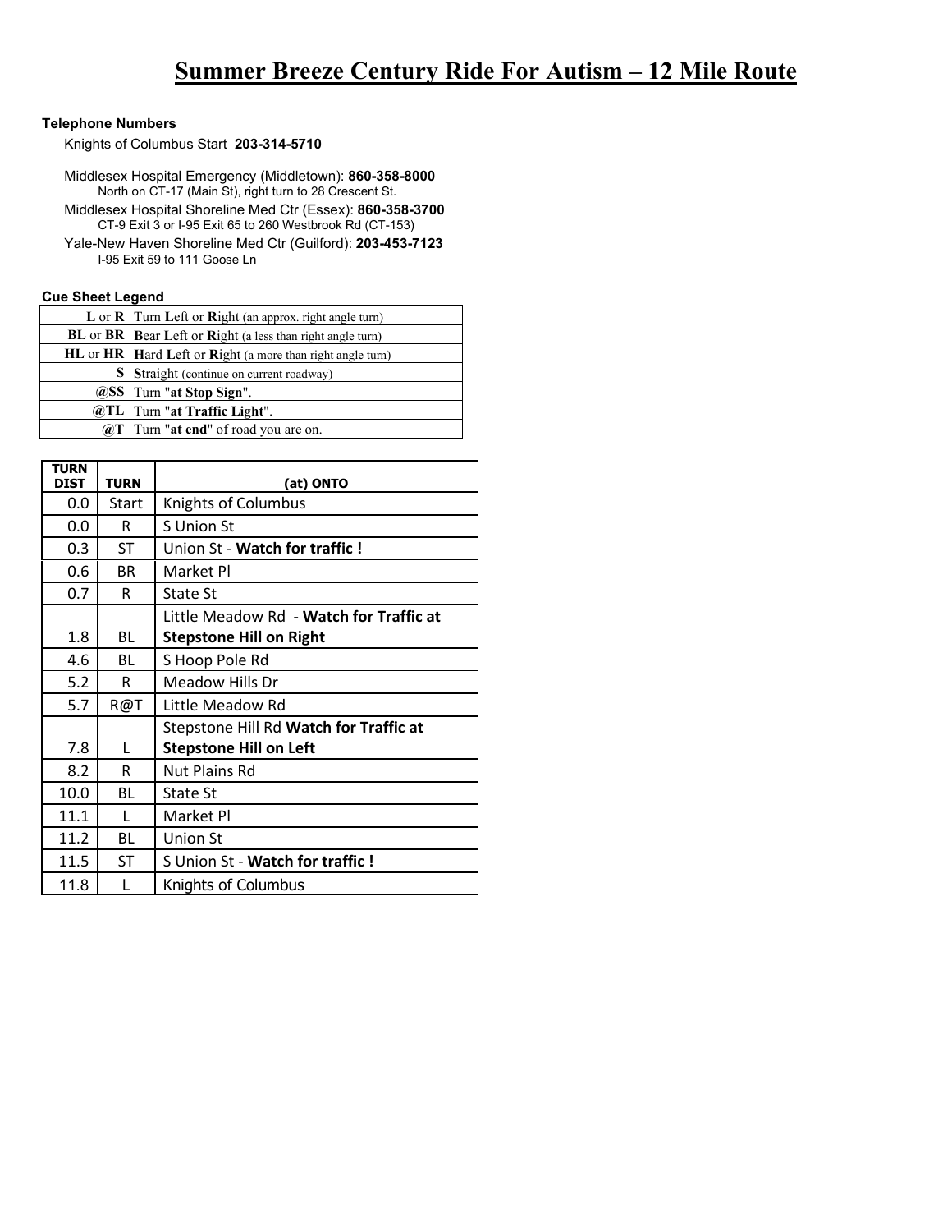# Summer Breeze Century Ride For Autism – 12 Mile Route

**Telephone Numbers**

Knights of Columbus Start **203-314-5710**

Middlesex Hospital Emergency (Middletown): **860-358-8000**
North on CT-17 (Main St), right turn to 28 Crescent St.

Middlesex Hospital Shoreline Med Ctr (Essex): **860-358-3700**
CT-9 Exit 3 or I-95 Exit 65 to 260 Westbrook Rd (CT-153)

Yale-New Haven Shoreline Med Ctr (Guilford): **203-453-7123**
I-95 Exit 59 to 111 Goose Ln

**Cue Sheet Legend**

| | |
|---|---|
| **L** or **R** | Turn **L**eft or **R**ight (an approx. right angle turn) |
| **BL** or **BR** | **B**ear **L**eft or **R**ight (a less than right angle turn) |
| **HL** or **HR** | **H**ard **L**eft or **R**ight (a more than right angle turn) |
| **S** | **S**traight (continue on current roadway) |
| **@SS** | Turn "**at Stop Sign**". |
| **@TL** | Turn "**at Traffic Light**". |
| **@T** | Turn "**at end**" of road you are on. |

| TURN DIST | TURN | (at) ONTO |
|---|---|---|
| 0.0 | Start | Knights of Columbus |
| 0.0 | R | S Union St |
| 0.3 | ST | Union St - **Watch for traffic !** |
| 0.6 | BR | Market Pl |
| 0.7 | R | State St |
| 1.8 | BL | Little Meadow Rd - **Watch for Traffic at Stepstone Hill on Right** |
| 4.6 | BL | S Hoop Pole Rd |
| 5.2 | R | Meadow Hills Dr |
| 5.7 | R@T | Little Meadow Rd |
| 7.8 | L | Stepstone Hill Rd **Watch for Traffic at Stepstone Hill on Left** |
| 8.2 | R | Nut Plains Rd |
| 10.0 | BL | State St |
| 11.1 | L | Market Pl |
| 11.2 | BL | Union St |
| 11.5 | ST | S Union St - **Watch for traffic !** |
| 11.8 | L | Knights of Columbus |